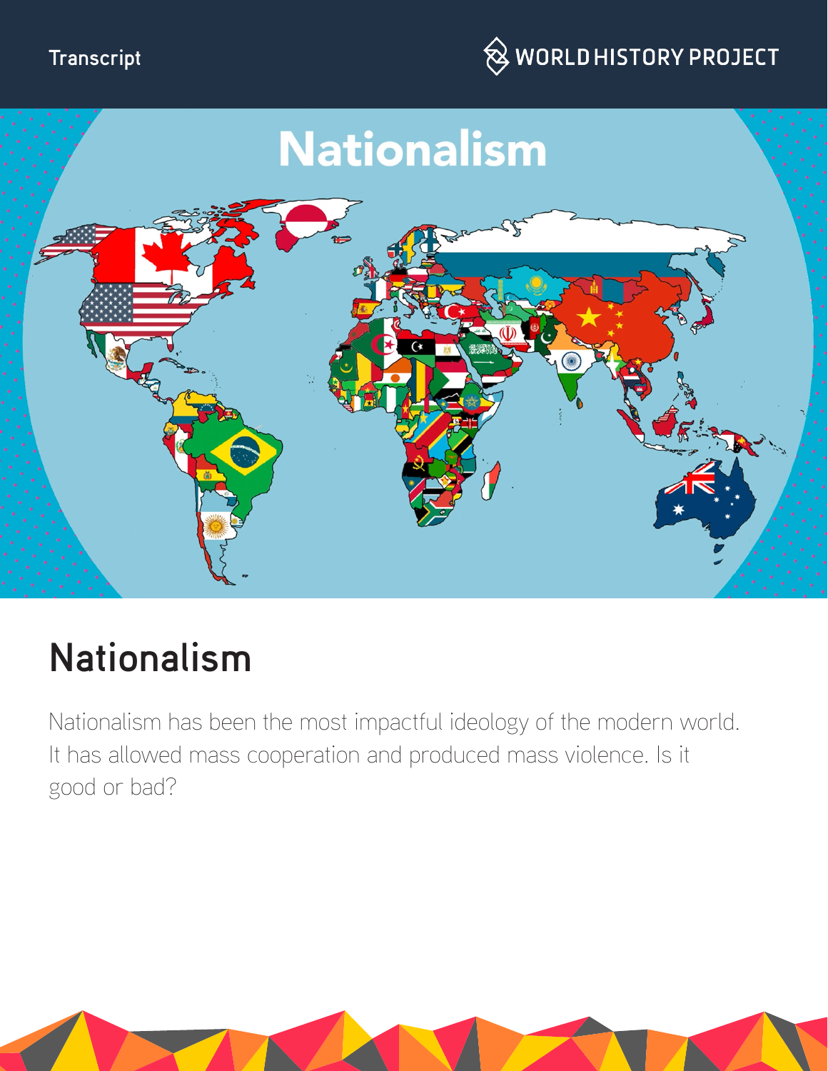Transcript

WORLD HISTORY PROJECT

# Nationalism

Nationalism has been the most impactful ideology of the modern world. It has allowed mass cooperation and produced mass violence. Is it good or bad?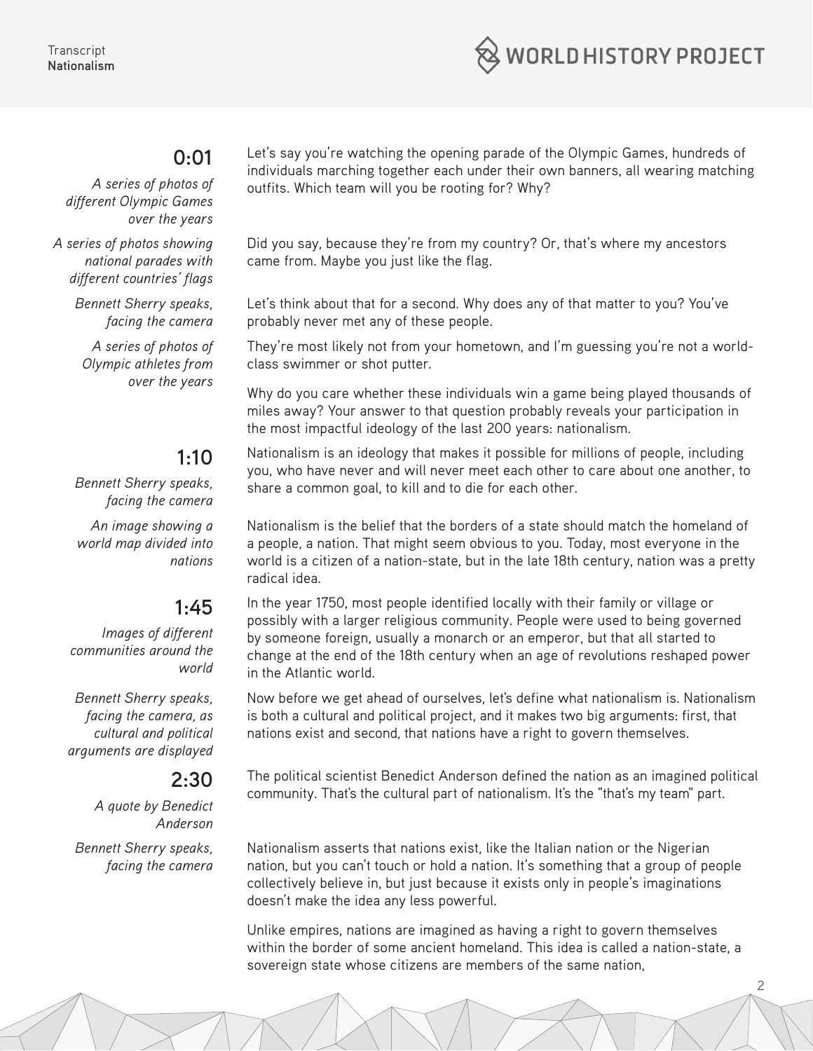**0:01**

*A series of photos of different Olympic Games over the years*

Let's say you're watching the opening parade of the Olympic Games, hundreds of individuals marching together each under their own banners, all wearing matching outfits. Which team will you be rooting for? Why?

*A series of photos showing national parades with different countries' flags*

Did you say, because they're from my country? Or, that's where my ancestors came from. Maybe you just like the flag.

*Bennett Sherry speaks, facing the camera*

Let's think about that for a second. Why does any of that matter to you? You've probably never met any of these people.

*A series of photos of Olympic athletes from over the years*

They're most likely not from your hometown, and I'm guessing you're not a world-class swimmer or shot putter.

Why do you care whether these individuals win a game being played thousands of miles away? Your answer to that question probably reveals your participation in the most impactful ideology of the last 200 years: nationalism.

**1:10**

*Bennett Sherry speaks, facing the camera*

Nationalism is an ideology that makes it possible for millions of people, including you, who have never and will never meet each other to care about one another, to share a common goal, to kill and to die for each other.

*An image showing a world map divided into nations*

Nationalism is the belief that the borders of a state should match the homeland of a people, a nation. That might seem obvious to you. Today, most everyone in the world is a citizen of a nation-state, but in the late 18th century, nation was a pretty radical idea.

**1:45**

*Images of different communities around the world*

In the year 1750, most people identified locally with their family or village or possibly with a larger religious community. People were used to being governed by someone foreign, usually a monarch or an emperor, but that all started to change at the end of the 18th century when an age of revolutions reshaped power in the Atlantic world.

*Bennett Sherry speaks, facing the camera, as cultural and political arguments are displayed*

Now before we get ahead of ourselves, let's define what nationalism is. Nationalism is both a cultural and political project, and it makes two big arguments: first, that nations exist and second, that nations have a right to govern themselves.

**2:30**

*A quote by Benedict Anderson*

The political scientist Benedict Anderson defined the nation as an imagined political community. That's the cultural part of nationalism. It's the "that's my team" part.

*Bennett Sherry speaks, facing the camera*

Nationalism asserts that nations exist, like the Italian nation or the Nigerian nation, but you can't touch or hold a nation. It's something that a group of people collectively believe in, but just because it exists only in people's imaginations doesn't make the idea any less powerful.

Unlike empires, nations are imagined as having a right to govern themselves within the border of some ancient homeland. This idea is called a nation-state, a sovereign state whose citizens are members of the same nation,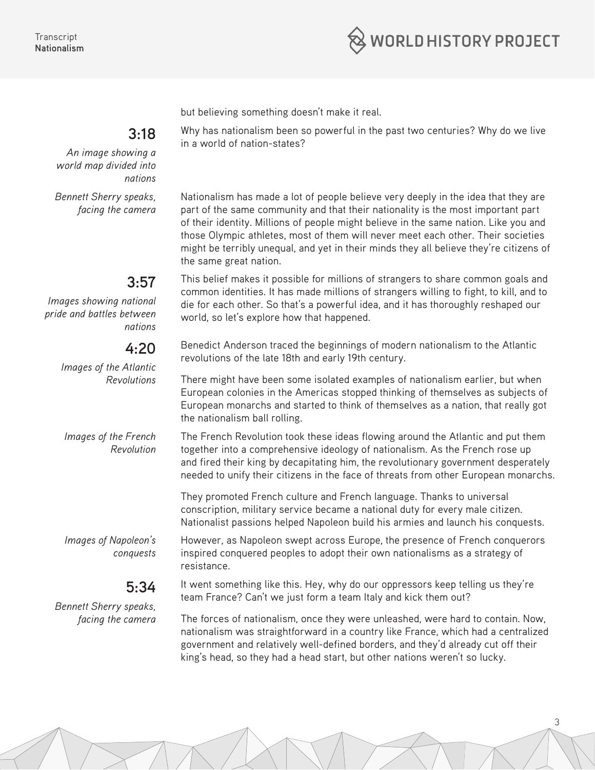but believing something doesn't make it real.

**3:18**

*An image showing a world map divided into nations*

Why has nationalism been so powerful in the past two centuries? Why do we live in a world of nation-states?

*Bennett Sherry speaks, facing the camera*

Nationalism has made a lot of people believe very deeply in the idea that they are part of the same community and that their nationality is the most important part of their identity. Millions of people might believe in the same nation. Like you and those Olympic athletes, most of them will never meet each other. Their societies might be terribly unequal, and yet in their minds they all believe they're citizens of the same great nation.

**3:57**

*Images showing national pride and battles between nations*

This belief makes it possible for millions of strangers to share common goals and common identities. It has made millions of strangers willing to fight, to kill, and to die for each other. So that's a powerful idea, and it has thoroughly reshaped our world, so let's explore how that happened.

**4:20**

*Images of the Atlantic Revolutions*

Benedict Anderson traced the beginnings of modern nationalism to the Atlantic revolutions of the late 18th and early 19th century.

There might have been some isolated examples of nationalism earlier, but when European colonies in the Americas stopped thinking of themselves as subjects of European monarchs and started to think of themselves as a nation, that really got the nationalism ball rolling.

*Images of the French Revolution*

The French Revolution took these ideas flowing around the Atlantic and put them together into a comprehensive ideology of nationalism. As the French rose up and fired their king by decapitating him, the revolutionary government desperately needed to unify their citizens in the face of threats from other European monarchs.

They promoted French culture and French language. Thanks to universal conscription, military service became a national duty for every male citizen. Nationalist passions helped Napoleon build his armies and launch his conquests.

*Images of Napoleon's conquests*

However, as Napoleon swept across Europe, the presence of French conquerors inspired conquered peoples to adopt their own nationalisms as a strategy of resistance.

**5:34**

*Bennett Sherry speaks, facing the camera*

It went something like this. Hey, why do our oppressors keep telling us they're team France? Can't we just form a team Italy and kick them out?

The forces of nationalism, once they were unleashed, were hard to contain. Now, nationalism was straightforward in a country like France, which had a centralized government and relatively well-defined borders, and they'd already cut off their king's head, so they had a head start, but other nations weren't so lucky.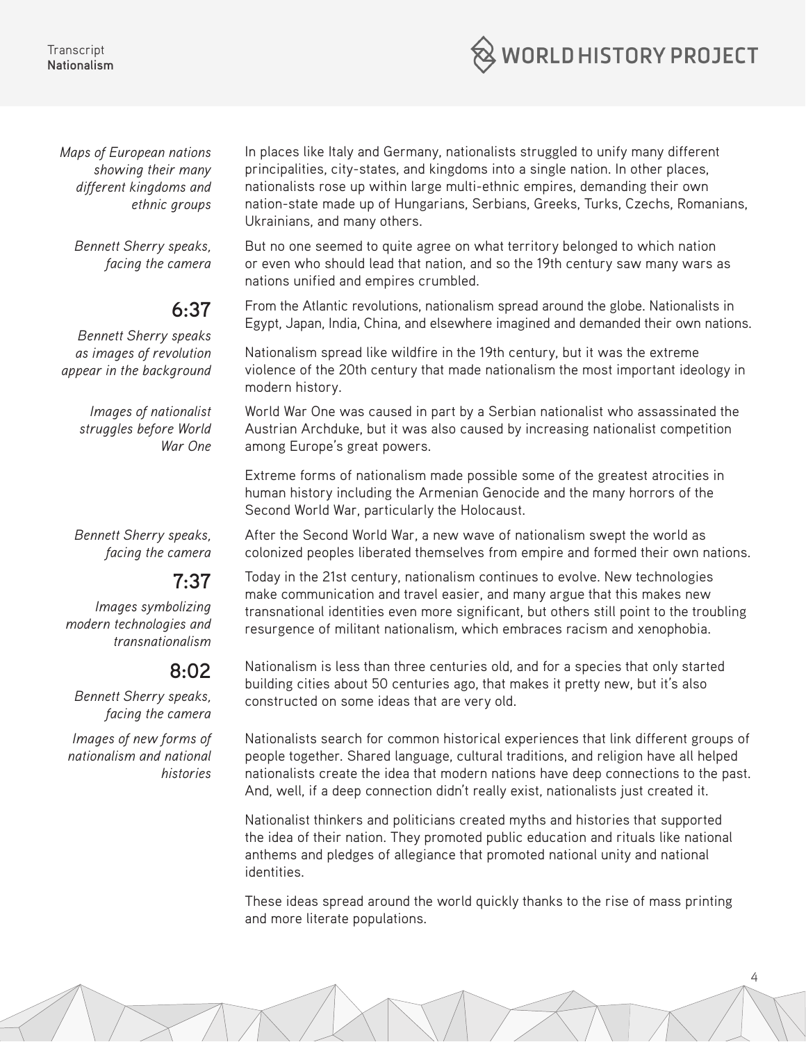*Maps of European nations showing their many different kingdoms and ethnic groups*

In places like Italy and Germany, nationalists struggled to unify many different principalities, city-states, and kingdoms into a single nation. In other places, nationalists rose up within large multi-ethnic empires, demanding their own nation-state made up of Hungarians, Serbians, Greeks, Turks, Czechs, Romanians, Ukrainians, and many others.

*Bennett Sherry speaks, facing the camera*

But no one seemed to quite agree on what territory belonged to which nation or even who should lead that nation, and so the 19th century saw many wars as nations unified and empires crumbled.

**6:37**

*Bennett Sherry speaks as images of revolution appear in the background*

From the Atlantic revolutions, nationalism spread around the globe. Nationalists in Egypt, Japan, India, China, and elsewhere imagined and demanded their own nations.

Nationalism spread like wildfire in the 19th century, but it was the extreme violence of the 20th century that made nationalism the most important ideology in modern history.

*Images of nationalist struggles before World War One*

World War One was caused in part by a Serbian nationalist who assassinated the Austrian Archduke, but it was also caused by increasing nationalist competition among Europe's great powers.

Extreme forms of nationalism made possible some of the greatest atrocities in human history including the Armenian Genocide and the many horrors of the Second World War, particularly the Holocaust.

*Bennett Sherry speaks, facing the camera*

After the Second World War, a new wave of nationalism swept the world as colonized peoples liberated themselves from empire and formed their own nations.

**7:37**

*Images symbolizing modern technologies and transnationalism*

Today in the 21st century, nationalism continues to evolve. New technologies make communication and travel easier, and many argue that this makes new transnational identities even more significant, but others still point to the troubling resurgence of militant nationalism, which embraces racism and xenophobia.

**8:02**

*Bennett Sherry speaks, facing the camera*

Nationalism is less than three centuries old, and for a species that only started building cities about 50 centuries ago, that makes it pretty new, but it's also constructed on some ideas that are very old.

*Images of new forms of nationalism and national histories*

Nationalists search for common historical experiences that link different groups of people together. Shared language, cultural traditions, and religion have all helped nationalists create the idea that modern nations have deep connections to the past. And, well, if a deep connection didn't really exist, nationalists just created it.

Nationalist thinkers and politicians created myths and histories that supported the idea of their nation. They promoted public education and rituals like national anthems and pledges of allegiance that promoted national unity and national identities.

These ideas spread around the world quickly thanks to the rise of mass printing and more literate populations.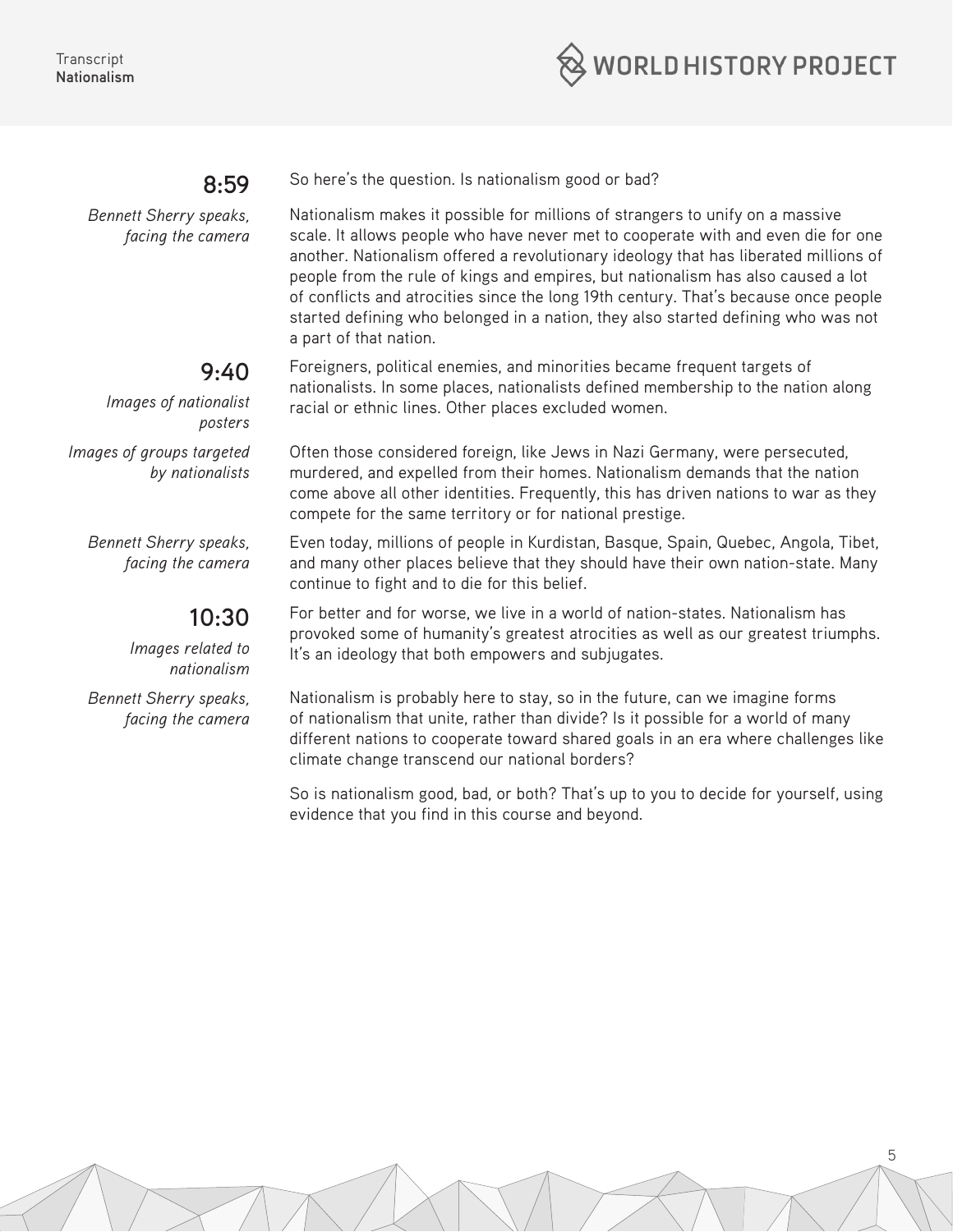**8:59**

*Bennett Sherry speaks, facing the camera*

So here's the question. Is nationalism good or bad?

Nationalism makes it possible for millions of strangers to unify on a massive scale. It allows people who have never met to cooperate with and even die for one another. Nationalism offered a revolutionary ideology that has liberated millions of people from the rule of kings and empires, but nationalism has also caused a lot of conflicts and atrocities since the long 19th century. That's because once people started defining who belonged in a nation, they also started defining who was not a part of that nation.

**9:40**

*Images of nationalist posters*

Foreigners, political enemies, and minorities became frequent targets of nationalists. In some places, nationalists defined membership to the nation along racial or ethnic lines. Other places excluded women.

*Images of groups targeted by nationalists*

Often those considered foreign, like Jews in Nazi Germany, were persecuted, murdered, and expelled from their homes. Nationalism demands that the nation come above all other identities. Frequently, this has driven nations to war as they compete for the same territory or for national prestige.

*Bennett Sherry speaks, facing the camera*

Even today, millions of people in Kurdistan, Basque, Spain, Quebec, Angola, Tibet, and many other places believe that they should have their own nation-state. Many continue to fight and to die for this belief.

**10:30**

*Images related to nationalism*

For better and for worse, we live in a world of nation-states. Nationalism has provoked some of humanity's greatest atrocities as well as our greatest triumphs. It's an ideology that both empowers and subjugates.

*Bennett Sherry speaks, facing the camera*

Nationalism is probably here to stay, so in the future, can we imagine forms of nationalism that unite, rather than divide? Is it possible for a world of many different nations to cooperate toward shared goals in an era where challenges like climate change transcend our national borders?

So is nationalism good, bad, or both? That's up to you to decide for yourself, using evidence that you find in this course and beyond.